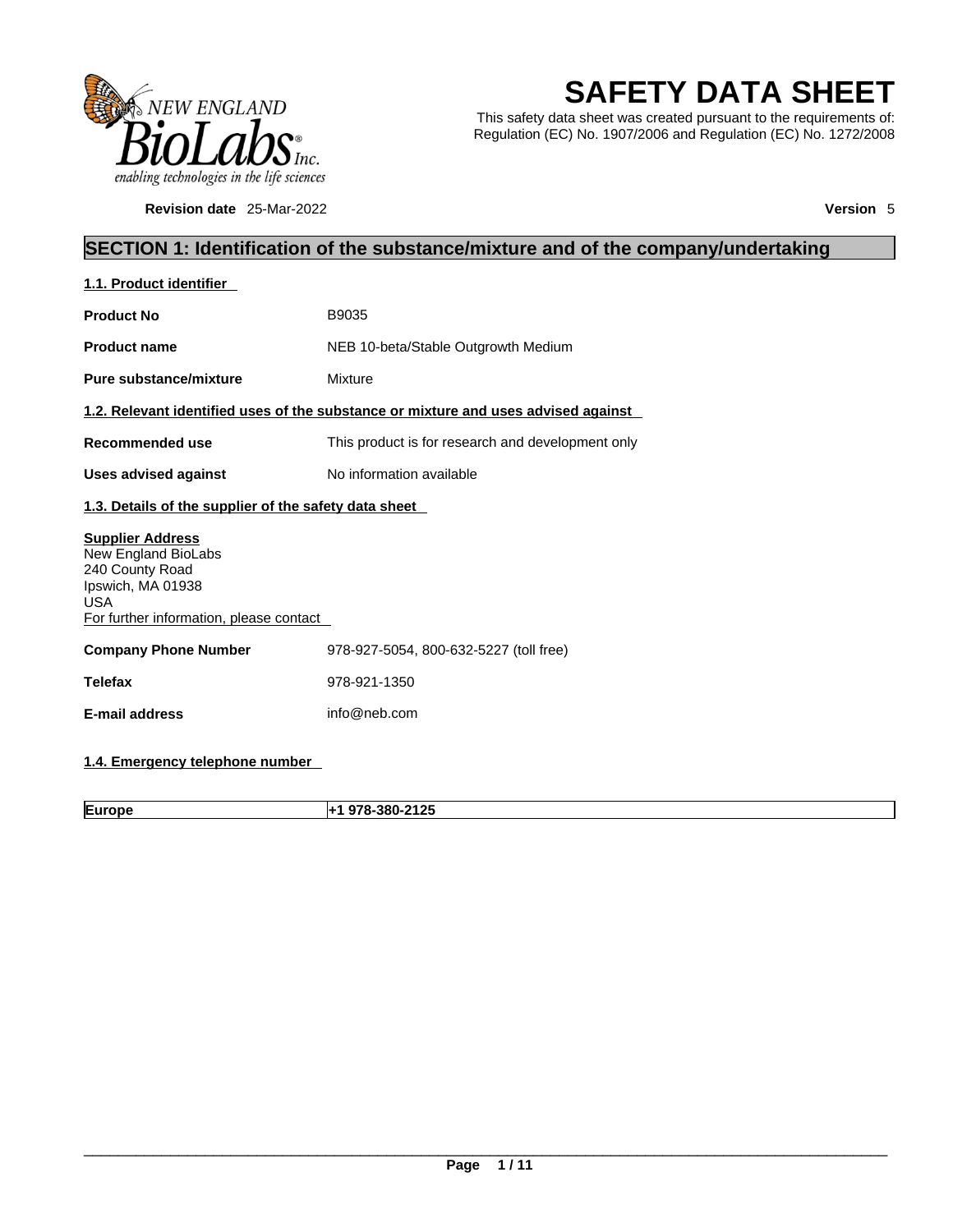# SAFETY DATA SHEET

This safety data sheet was created pursuant to the requirements of: Regulation (EC) No. 1907/2006 and Regulation (EC) No. 1272/2008

**Revision date** 25-Mar-2022 **Version** 5

## SECTION 1: Identification of the substance/mixture and of the company/undertaking

### 1.1. Product identifier

**Product No** B9035

**Product name** NEB 10-beta/Stable Outgrowth Medium

**Pure substance/mixture** Mixture

### 1.2. Relevant identified uses of the substance or mixture and uses advised against

**Recommended use** This product is for research and development only

**Uses advised against** No information available

### 1.3. Details of the supplier of the safety data sheet

**Supplier Address**
New England BioLabs
240 County Road
Ipswich, MA 01938
USA
For further information, please contact

**Company Phone Number** 978-927-5054, 800-632-5227 (toll free)

**Telefax** 978-921-1350

**E-mail address** info@neb.com

### 1.4. Emergency telephone number

| Europe | +1 978-380-2125 |
|---|---|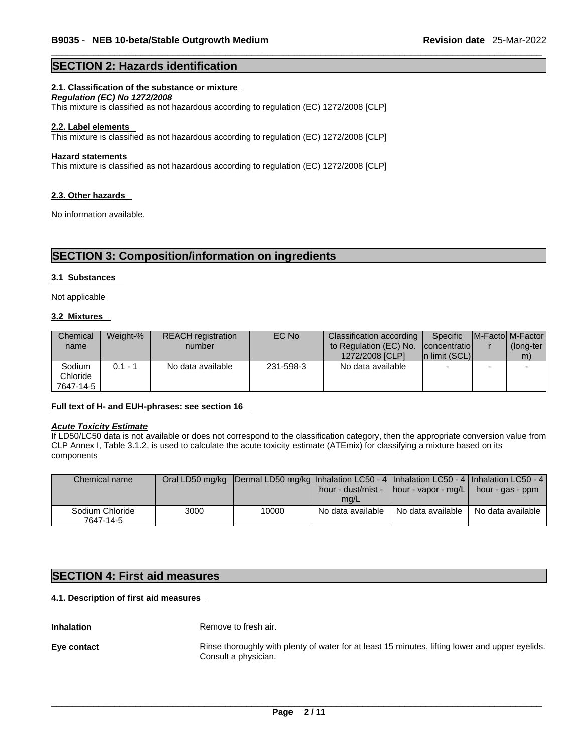## SECTION 2: Hazards identification

### 2.1. Classification of the substance or mixture

***Regulation (EC) No 1272/2008***

This mixture is classified as not hazardous according to regulation (EC) 1272/2008 [CLP]

### 2.2. Label elements

This mixture is classified as not hazardous according to regulation (EC) 1272/2008 [CLP]

**Hazard statements**

This mixture is classified as not hazardous according to regulation (EC) 1272/2008 [CLP]

### 2.3. Other hazards

No information available.

## SECTION 3: Composition/information on ingredients

### 3.1 Substances

Not applicable

### 3.2 Mixtures

| Chemical name | Weight-% | REACH registration number | EC No | Classification according to Regulation (EC) No. 1272/2008 [CLP] | Specific concentration limit (SCL) | M-Factor | M-Factor (long-term) |
|---|---|---|---|---|---|---|---|
| Sodium Chloride 7647-14-5 | 0.1 - 1 | No data available | 231-598-3 | No data available | - | - | - |

**Full text of H- and EUH-phrases: see section 16**

***Acute Toxicity Estimate***

If LD50/LC50 data is not available or does not correspond to the classification category, then the appropriate conversion value from CLP Annex I, Table 3.1.2, is used to calculate the acute toxicity estimate (ATEmix) for classifying a mixture based on its components

| Chemical name | Oral LD50 mg/kg | Dermal LD50 mg/kg | Inhalation LC50 - 4 hour - dust/mist - mg/L | Inhalation LC50 - 4 hour - vapor - mg/L | Inhalation LC50 - 4 hour - gas - ppm |
|---|---|---|---|---|---|
| Sodium Chloride 7647-14-5 | 3000 | 10000 | No data available | No data available | No data available |

## SECTION 4: First aid measures

### 4.1. Description of first aid measures

**Inhalation** Remove to fresh air.

**Eye contact** Rinse thoroughly with plenty of water for at least 15 minutes, lifting lower and upper eyelids. Consult a physician.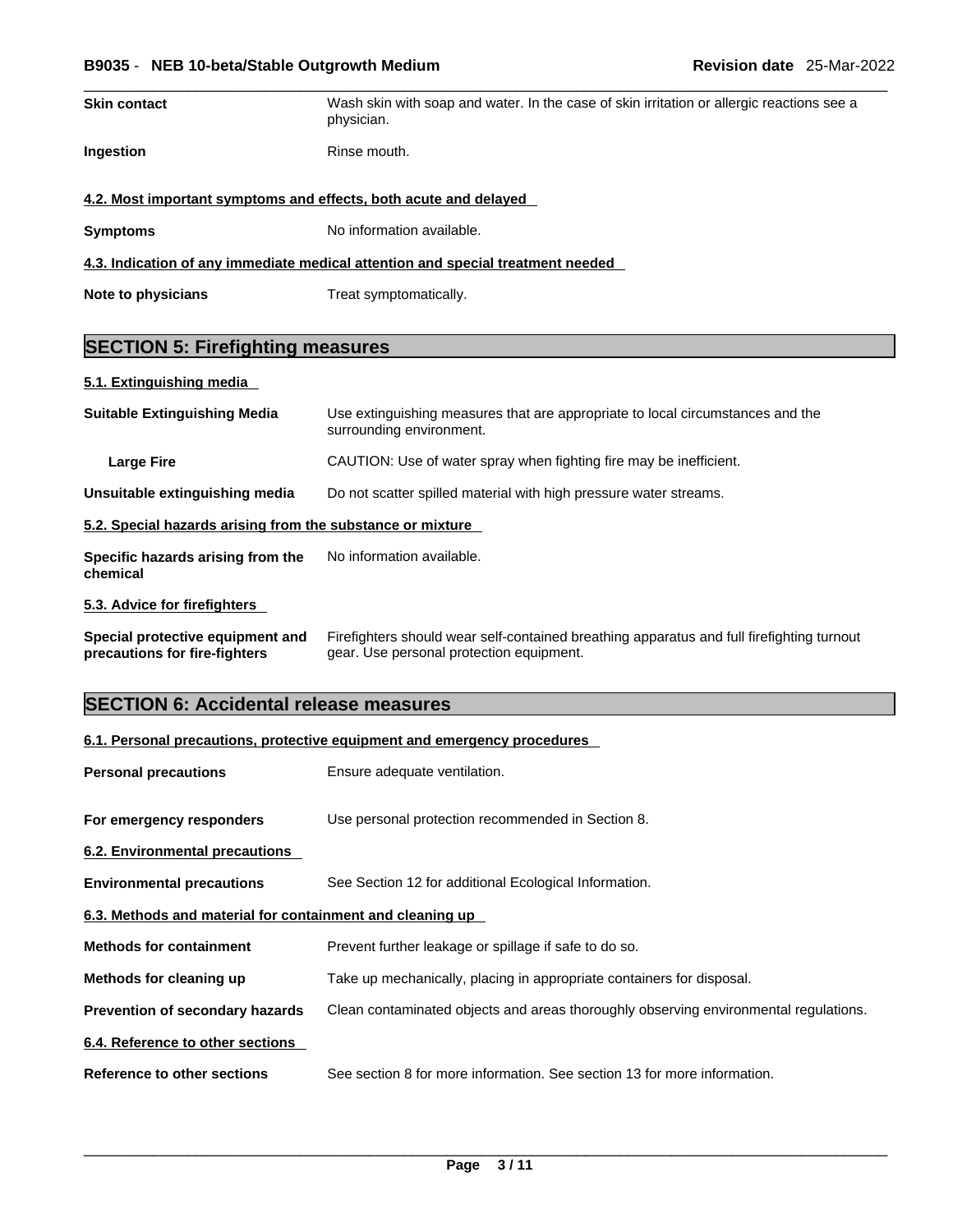| | |
|---|---|
| **Skin contact** | Wash skin with soap and water. In the case of skin irritation or allergic reactions see a physician. |
| **Ingestion** | Rinse mouth. |

### 4.2. Most important symptoms and effects, both acute and delayed

| | |
|---|---|
| **Symptoms** | No information available. |

### 4.3. Indication of any immediate medical attention and special treatment needed

| | |
|---|---|
| **Note to physicians** | Treat symptomatically. |

## SECTION 5: Firefighting measures

### 5.1. Extinguishing media

| | |
|---|---|
| **Suitable Extinguishing Media** | Use extinguishing measures that are appropriate to local circumstances and the surrounding environment. |
| **Large Fire** | CAUTION: Use of water spray when fighting fire may be inefficient. |
| **Unsuitable extinguishing media** | Do not scatter spilled material with high pressure water streams. |

### 5.2. Special hazards arising from the substance or mixture

| | |
|---|---|
| **Specific hazards arising from the chemical** | No information available. |

### 5.3. Advice for firefighters

| | |
|---|---|
| **Special protective equipment and precautions for fire-fighters** | Firefighters should wear self-contained breathing apparatus and full firefighting turnout gear. Use personal protection equipment. |

## SECTION 6: Accidental release measures

### 6.1. Personal precautions, protective equipment and emergency procedures

| | |
|---|---|
| **Personal precautions** | Ensure adequate ventilation. |
| **For emergency responders** | Use personal protection recommended in Section 8. |

### 6.2. Environmental precautions

| | |
|---|---|
| **Environmental precautions** | See Section 12 for additional Ecological Information. |

### 6.3. Methods and material for containment and cleaning up

| | |
|---|---|
| **Methods for containment** | Prevent further leakage or spillage if safe to do so. |
| **Methods for cleaning up** | Take up mechanically, placing in appropriate containers for disposal. |
| **Prevention of secondary hazards** | Clean contaminated objects and areas thoroughly observing environmental regulations. |

### 6.4. Reference to other sections

| | |
|---|---|
| **Reference to other sections** | See section 8 for more information. See section 13 for more information. |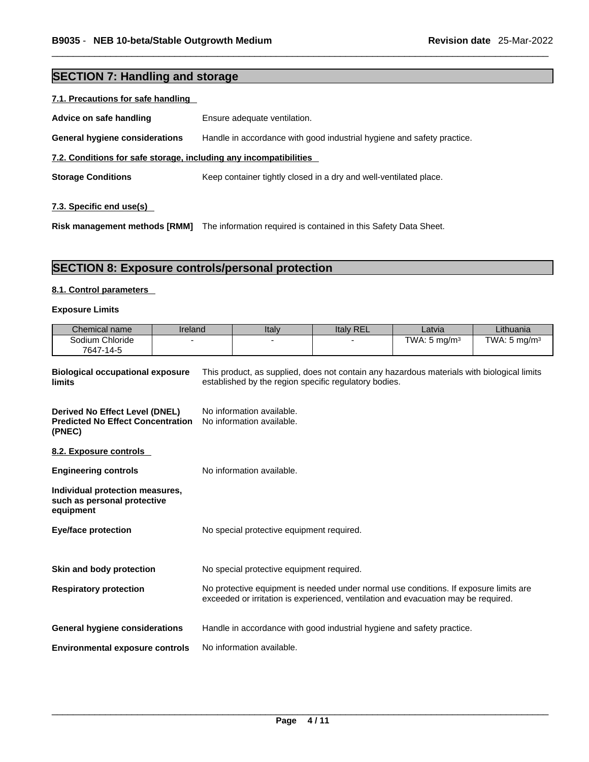## SECTION 7: Handling and storage

### 7.1. Precautions for safe handling

**Advice on safe handling** Ensure adequate ventilation.

**General hygiene considerations** Handle in accordance with good industrial hygiene and safety practice.

### 7.2. Conditions for safe storage, including any incompatibilities

**Storage Conditions** Keep container tightly closed in a dry and well-ventilated place.

### 7.3. Specific end use(s)

**Risk management methods [RMM]** The information required is contained in this Safety Data Sheet.

## SECTION 8: Exposure controls/personal protection

### 8.1. Control parameters

**Exposure Limits**

| Chemical name | Ireland | Italy | Italy REL | Latvia | Lithuania |
|---|---|---|---|---|---|
| Sodium Chloride 7647-14-5 | - | - | - | TWA: 5 mg/m³ | TWA: 5 mg/m³ |

**Biological occupational exposure limits** This product, as supplied, does not contain any hazardous materials with biological limits established by the region specific regulatory bodies.

**Derived No Effect Level (DNEL)** No information available.
**Predicted No Effect Concentration (PNEC)** No information available.

### 8.2. Exposure controls

**Engineering controls** No information available.

**Individual protection measures, such as personal protective equipment**

**Eye/face protection** No special protective equipment required.

**Skin and body protection** No special protective equipment required.

**Respiratory protection** No protective equipment is needed under normal use conditions. If exposure limits are exceeded or irritation is experienced, ventilation and evacuation may be required.

**General hygiene considerations** Handle in accordance with good industrial hygiene and safety practice.

**Environmental exposure controls** No information available.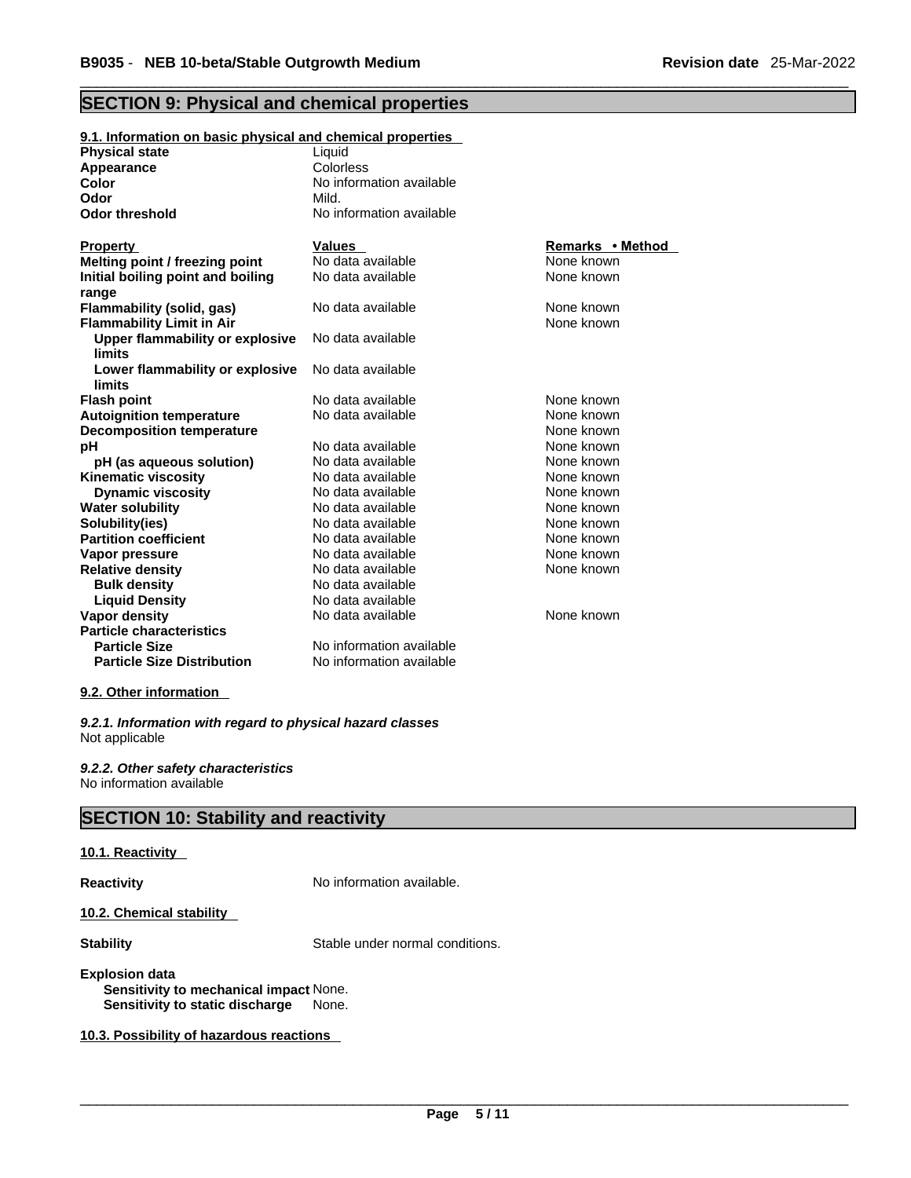## SECTION 9: Physical and chemical properties

### 9.1. Information on basic physical and chemical properties

| | |
|---|---|
| **Physical state** | Liquid |
| **Appearance** | Colorless |
| **Color** | No information available |
| **Odor** | Mild. |
| **Odor threshold** | No information available |

| Property | Values | Remarks • Method |
|---|---|---|
| **Melting point / freezing point** | No data available | None known |
| **Initial boiling point and boiling range** | No data available | None known |
| **Flammability (solid, gas)** | No data available | None known |
| **Flammability Limit in Air** | | None known |
| **Upper flammability or explosive limits** | No data available | |
| **Lower flammability or explosive limits** | No data available | |
| **Flash point** | No data available | None known |
| **Autoignition temperature** | No data available | None known |
| **Decomposition temperature** | | None known |
| **pH** | No data available | None known |
| **pH (as aqueous solution)** | No data available | None known |
| **Kinematic viscosity** | No data available | None known |
| **Dynamic viscosity** | No data available | None known |
| **Water solubility** | No data available | None known |
| **Solubility(ies)** | No data available | None known |
| **Partition coefficient** | No data available | None known |
| **Vapor pressure** | No data available | None known |
| **Relative density** | No data available | None known |
| **Bulk density** | No data available | |
| **Liquid Density** | No data available | |
| **Vapor density** | No data available | None known |
| **Particle characteristics** | | |
| **Particle Size** | No information available | |
| **Particle Size Distribution** | No information available | |

### 9.2. Other information

*9.2.1. Information with regard to physical hazard classes*

Not applicable

*9.2.2. Other safety characteristics*

No information available

## SECTION 10: Stability and reactivity

### 10.1. Reactivity

**Reactivity** No information available.

### 10.2. Chemical stability

**Stability** Stable under normal conditions.

**Explosion data**

**Sensitivity to mechanical impact** None.

**Sensitivity to static discharge** None.

### 10.3. Possibility of hazardous reactions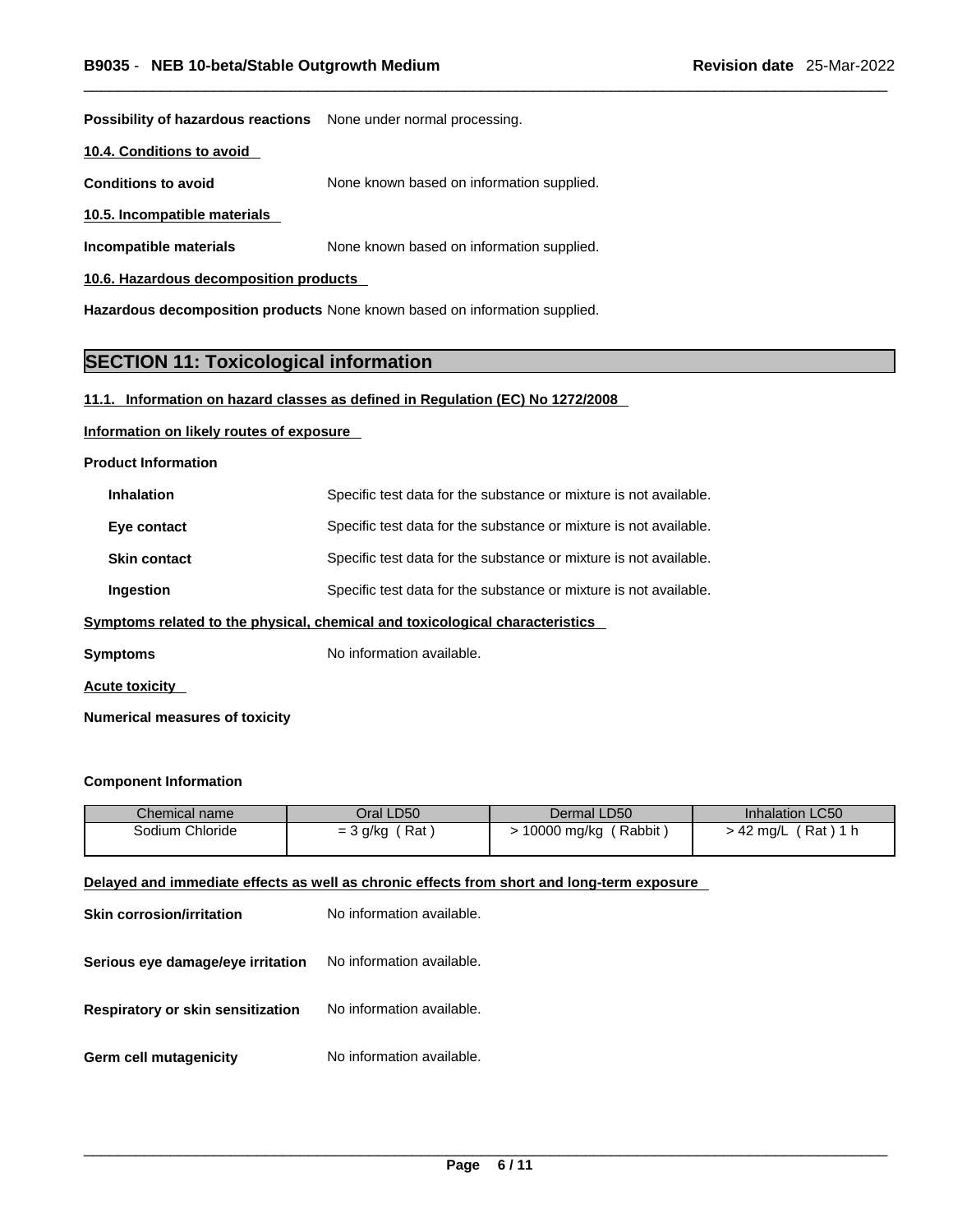**Possibility of hazardous reactions** None under normal processing.

**10.4. Conditions to avoid**

**Conditions to avoid** None known based on information supplied.

**10.5. Incompatible materials**

**Incompatible materials** None known based on information supplied.

**10.6. Hazardous decomposition products**

**Hazardous decomposition products** None known based on information supplied.

## SECTION 11: Toxicological information

**11.1. Information on hazard classes as defined in Regulation (EC) No 1272/2008**

**Information on likely routes of exposure**

**Product Information**

**Inhalation** Specific test data for the substance or mixture is not available.

**Eye contact** Specific test data for the substance or mixture is not available.

**Skin contact** Specific test data for the substance or mixture is not available.

**Ingestion** Specific test data for the substance or mixture is not available.

**Symptoms related to the physical, chemical and toxicological characteristics**

**Symptoms** No information available.

**Acute toxicity**

**Numerical measures of toxicity**

**Component Information**

| Chemical name | Oral LD50 | Dermal LD50 | Inhalation LC50 |
|---|---|---|---|
| Sodium Chloride | = 3 g/kg ( Rat ) | > 10000 mg/kg ( Rabbit ) | > 42 mg/L ( Rat ) 1 h |

**Delayed and immediate effects as well as chronic effects from short and long-term exposure**

**Skin corrosion/irritation** No information available.

**Serious eye damage/eye irritation** No information available.

**Respiratory or skin sensitization** No information available.

**Germ cell mutagenicity** No information available.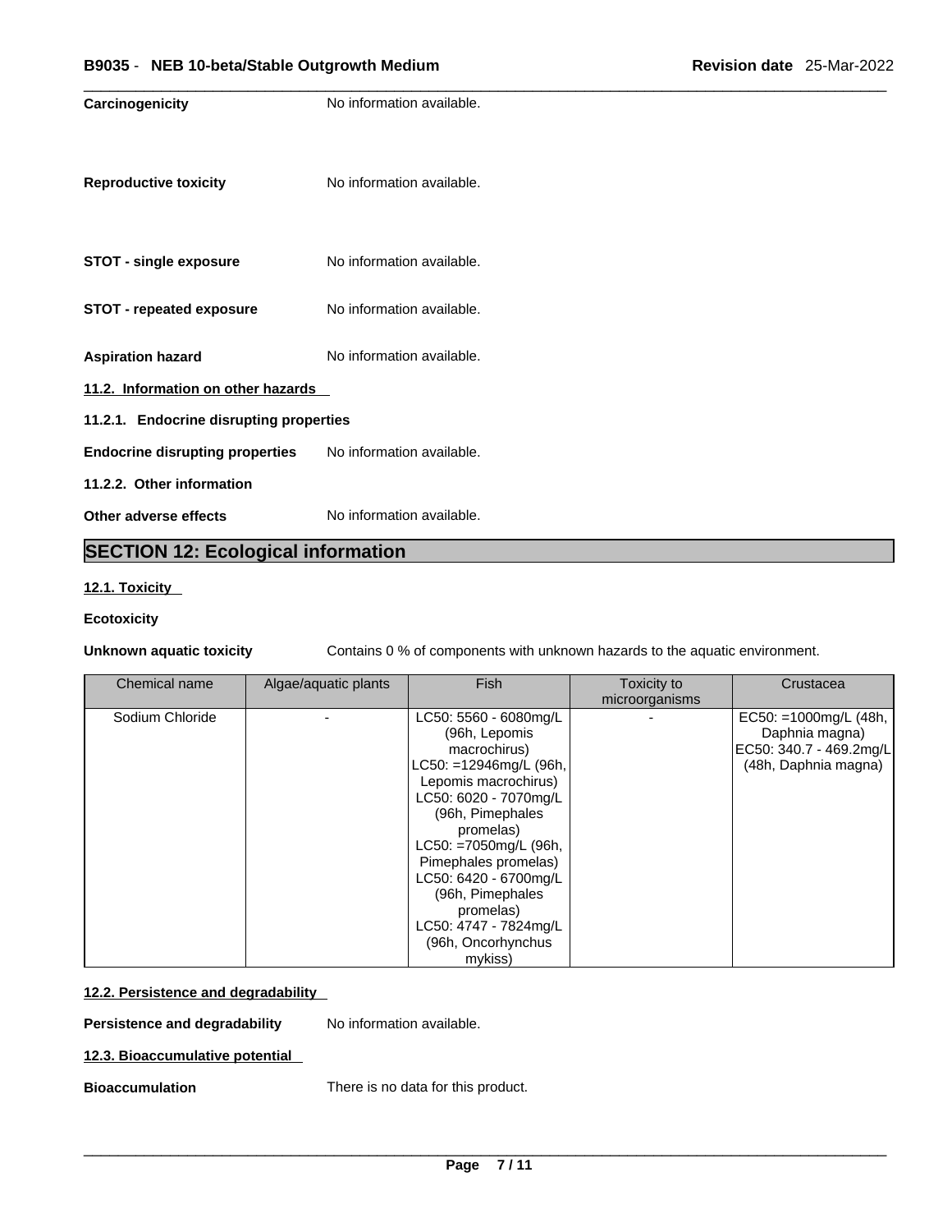**Carcinogenicity** No information available.

**Reproductive toxicity** No information available.

**STOT - single exposure** No information available.

**STOT - repeated exposure** No information available.

**Aspiration hazard** No information available.

**11.2. Information on other hazards**

**11.2.1. Endocrine disrupting properties**

**Endocrine disrupting properties** No information available.

**11.2.2. Other information**

**Other adverse effects** No information available.

## SECTION 12: Ecological information

**12.1. Toxicity**

**Ecotoxicity**

**Unknown aquatic toxicity** Contains 0 % of components with unknown hazards to the aquatic environment.

| Chemical name | Algae/aquatic plants | Fish | Toxicity to microorganisms | Crustacea |
|---|---|---|---|---|
| Sodium Chloride | - | LC50: 5560 - 6080mg/L (96h, Lepomis macrochirus) LC50: =12946mg/L (96h, Lepomis macrochirus) LC50: 6020 - 7070mg/L (96h, Pimephales promelas) LC50: =7050mg/L (96h, Pimephales promelas) LC50: 6420 - 6700mg/L (96h, Pimephales promelas) LC50: 4747 - 7824mg/L (96h, Oncorhynchus mykiss) | - | EC50: =1000mg/L (48h, Daphnia magna) EC50: 340.7 - 469.2mg/L (48h, Daphnia magna) |

**12.2. Persistence and degradability**

**Persistence and degradability** No information available.

**12.3. Bioaccumulative potential**

**Bioaccumulation** There is no data for this product.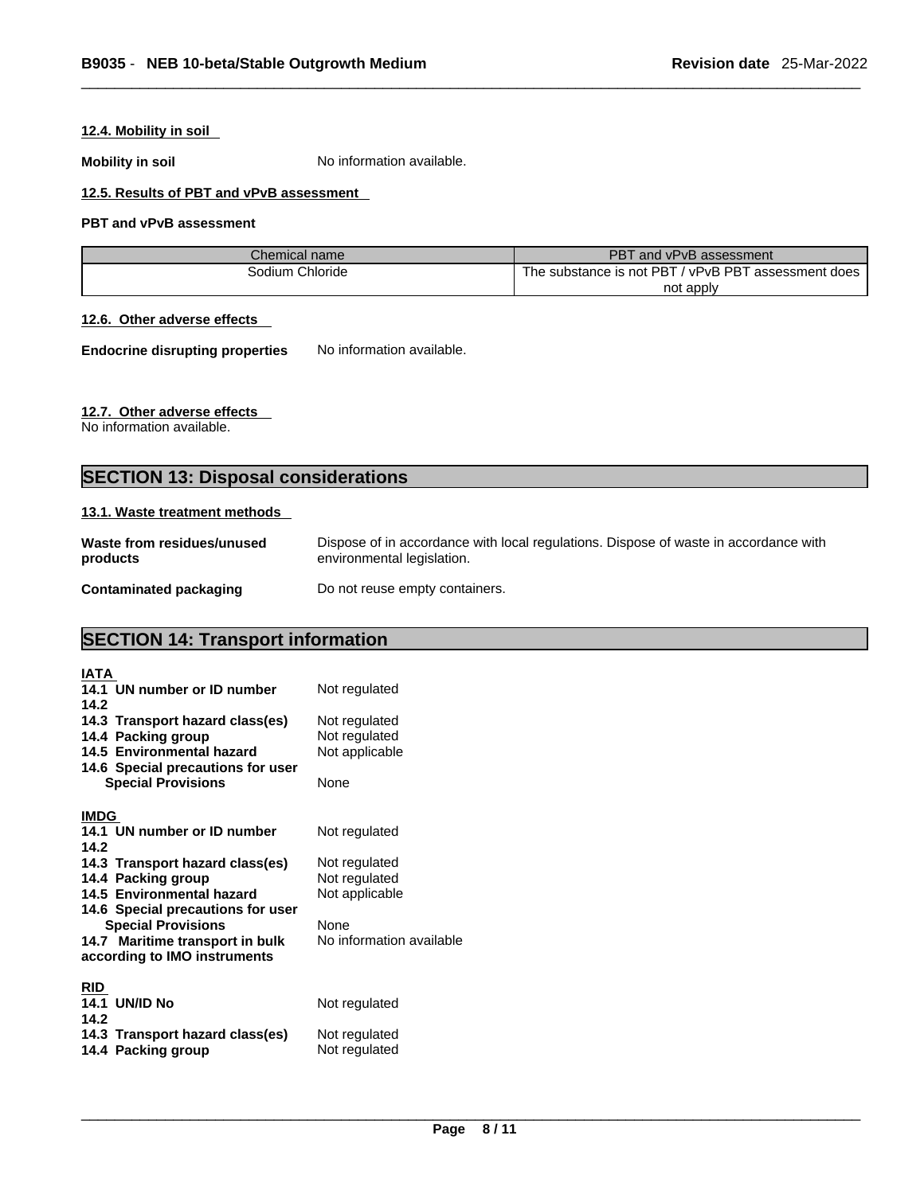#### 12.4. Mobility in soil

**Mobility in soil** No information available.

#### 12.5. Results of PBT and vPvB assessment

**PBT and vPvB assessment**

| Chemical name | PBT and vPvB assessment |
|---|---|
| Sodium Chloride | The substance is not PBT / vPvB PBT assessment does not apply |

#### 12.6. Other adverse effects

**Endocrine disrupting properties** No information available.

#### 12.7. Other adverse effects

No information available.

## SECTION 13: Disposal considerations

#### 13.1. Waste treatment methods

**Waste from residues/unused products** Dispose of in accordance with local regulations. Dispose of waste in accordance with environmental legislation.

**Contaminated packaging** Do not reuse empty containers.

## SECTION 14: Transport information

**IATA**

**14.1 UN number or ID number** Not regulated
**14.2**
**14.3 Transport hazard class(es)** Not regulated
**14.4 Packing group** Not regulated
**14.5 Environmental hazard** Not applicable
**14.6 Special precautions for user**
**Special Provisions** None

**IMDG**

**14.1 UN number or ID number** Not regulated
**14.2**
**14.3 Transport hazard class(es)** Not regulated
**14.4 Packing group** Not regulated
**14.5 Environmental hazard** Not applicable
**14.6 Special precautions for user**
**Special Provisions** None
**14.7 Maritime transport in bulk according to IMO instruments** No information available

**RID**

**14.1 UN/ID No** Not regulated
**14.2**
**14.3 Transport hazard class(es)** Not regulated
**14.4 Packing group** Not regulated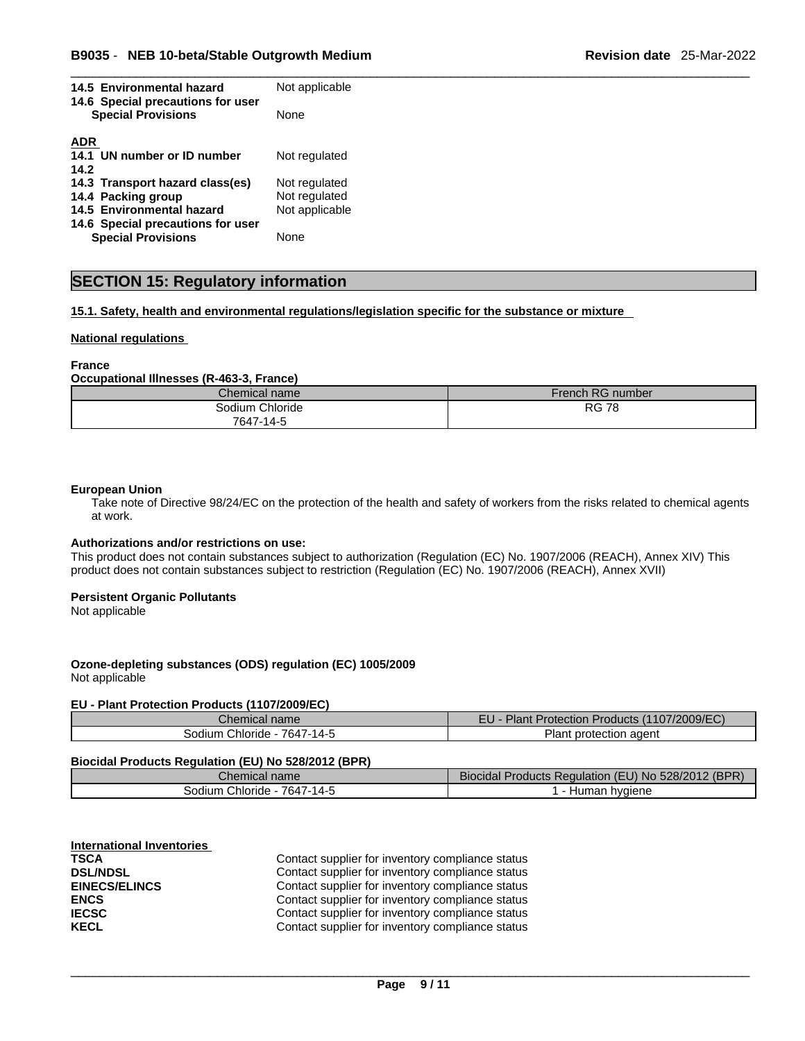**14.5 Environmental hazard** Not applicable

**14.6 Special precautions for user**

**Special Provisions** None

**ADR**

**14.1 UN number or ID number** Not regulated

**14.2**

**14.3 Transport hazard class(es)** Not regulated

**14.4 Packing group** Not regulated

**14.5 Environmental hazard** Not applicable

**14.6 Special precautions for user**

**Special Provisions** None

## SECTION 15: Regulatory information

**15.1. Safety, health and environmental regulations/legislation specific for the substance or mixture**

**National regulations**

**France**

**Occupational Illnesses (R-463-3, France)**

| Chemical name | French RG number |
| --- | --- |
| Sodium Chloride 7647-14-5 | RG 78 |

**European Union**

Take note of Directive 98/24/EC on the protection of the health and safety of workers from the risks related to chemical agents at work.

**Authorizations and/or restrictions on use:**

This product does not contain substances subject to authorization (Regulation (EC) No. 1907/2006 (REACH), Annex XIV) This product does not contain substances subject to restriction (Regulation (EC) No. 1907/2006 (REACH), Annex XVII)

**Persistent Organic Pollutants**

Not applicable

**Ozone-depleting substances (ODS) regulation (EC) 1005/2009**

Not applicable

**EU - Plant Protection Products (1107/2009/EC)**

| Chemical name | EU - Plant Protection Products (1107/2009/EC) |
| --- | --- |
| Sodium Chloride - 7647-14-5 | Plant protection agent |

**Biocidal Products Regulation (EU) No 528/2012 (BPR)**

| Chemical name | Biocidal Products Regulation (EU) No 528/2012 (BPR) |
| --- | --- |
| Sodium Chloride - 7647-14-5 | 1 - Human hygiene |

**International Inventories**

| | |
| --- | --- |
| **TSCA** | Contact supplier for inventory compliance status |
| **DSL/NDSL** | Contact supplier for inventory compliance status |
| **EINECS/ELINCS** | Contact supplier for inventory compliance status |
| **ENCS** | Contact supplier for inventory compliance status |
| **IECSC** | Contact supplier for inventory compliance status |
| **KECL** | Contact supplier for inventory compliance status |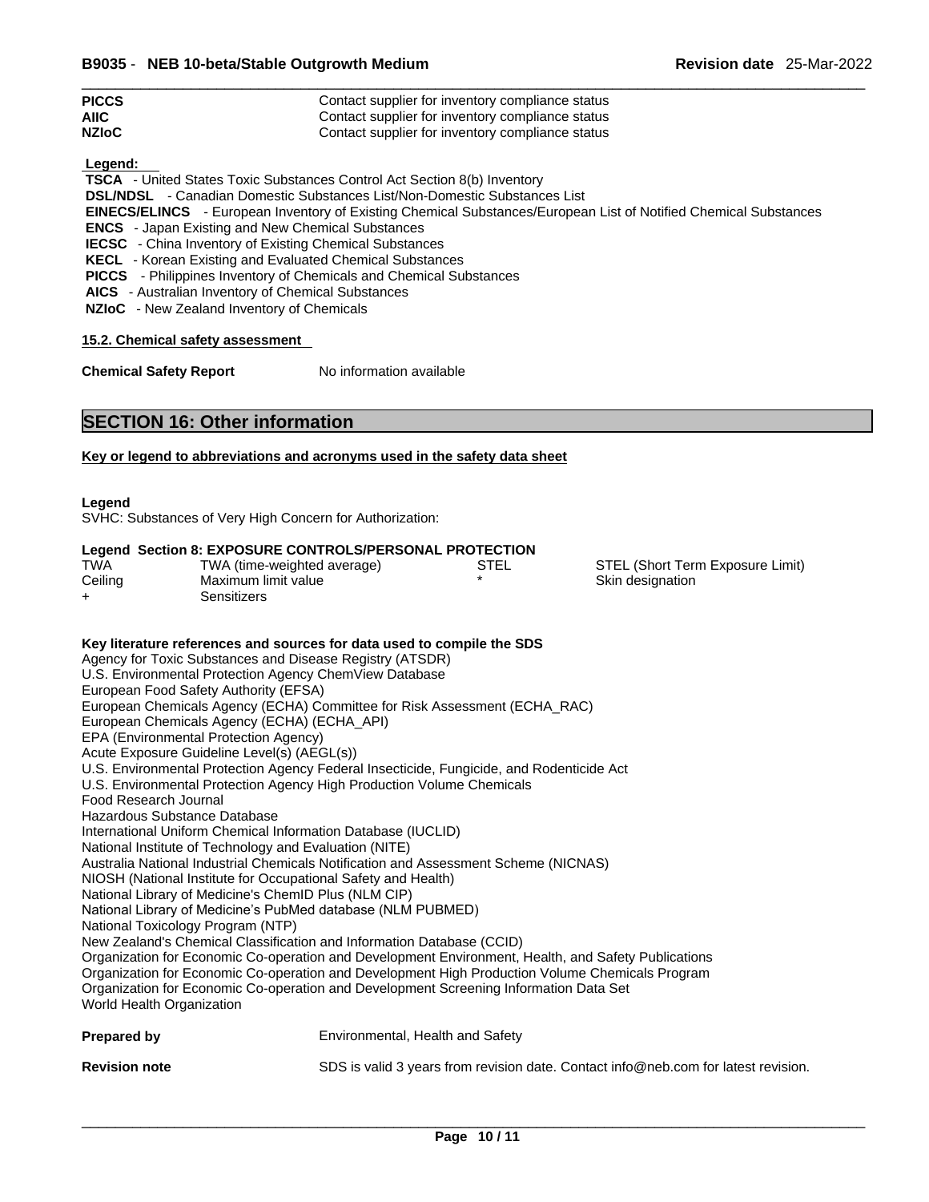| | |
|---|---|
| **PICCS** | Contact supplier for inventory compliance status |
| **AIIC** | Contact supplier for inventory compliance status |
| **NZIoC** | Contact supplier for inventory compliance status |

**Legend:**

**TSCA** - United States Toxic Substances Control Act Section 8(b) Inventory
**DSL/NDSL** - Canadian Domestic Substances List/Non-Domestic Substances List
**EINECS/ELINCS** - European Inventory of Existing Chemical Substances/European List of Notified Chemical Substances
**ENCS** - Japan Existing and New Chemical Substances
**IECSC** - China Inventory of Existing Chemical Substances
**KECL** - Korean Existing and Evaluated Chemical Substances
**PICCS** - Philippines Inventory of Chemicals and Chemical Substances
**AICS** - Australian Inventory of Chemical Substances
**NZIoC** - New Zealand Inventory of Chemicals

### 15.2. Chemical safety assessment

**Chemical Safety Report** No information available

## SECTION 16: Other information

### Key or legend to abbreviations and acronyms used in the safety data sheet

**Legend**
SVHC: Substances of Very High Concern for Authorization:

**Legend Section 8: EXPOSURE CONTROLS/PERSONAL PROTECTION**

| | | | |
|---|---|---|---|
| TWA | TWA (time-weighted average) | STEL | STEL (Short Term Exposure Limit) |
| Ceiling | Maximum limit value | * | Skin designation |
| + | Sensitizers | | |

**Key literature references and sources for data used to compile the SDS**
Agency for Toxic Substances and Disease Registry (ATSDR)
U.S. Environmental Protection Agency ChemView Database
European Food Safety Authority (EFSA)
European Chemicals Agency (ECHA) Committee for Risk Assessment (ECHA_RAC)
European Chemicals Agency (ECHA) (ECHA_API)
EPA (Environmental Protection Agency)
Acute Exposure Guideline Level(s) (AEGL(s))
U.S. Environmental Protection Agency Federal Insecticide, Fungicide, and Rodenticide Act
U.S. Environmental Protection Agency High Production Volume Chemicals
Food Research Journal
Hazardous Substance Database
International Uniform Chemical Information Database (IUCLID)
National Institute of Technology and Evaluation (NITE)
Australia National Industrial Chemicals Notification and Assessment Scheme (NICNAS)
NIOSH (National Institute for Occupational Safety and Health)
National Library of Medicine's ChemID Plus (NLM CIP)
National Library of Medicine's PubMed database (NLM PUBMED)
National Toxicology Program (NTP)
New Zealand's Chemical Classification and Information Database (CCID)
Organization for Economic Co-operation and Development Environment, Health, and Safety Publications
Organization for Economic Co-operation and Development High Production Volume Chemicals Program
Organization for Economic Co-operation and Development Screening Information Data Set
World Health Organization

**Prepared by** Environmental, Health and Safety

**Revision note** SDS is valid 3 years from revision date. Contact info@neb.com for latest revision.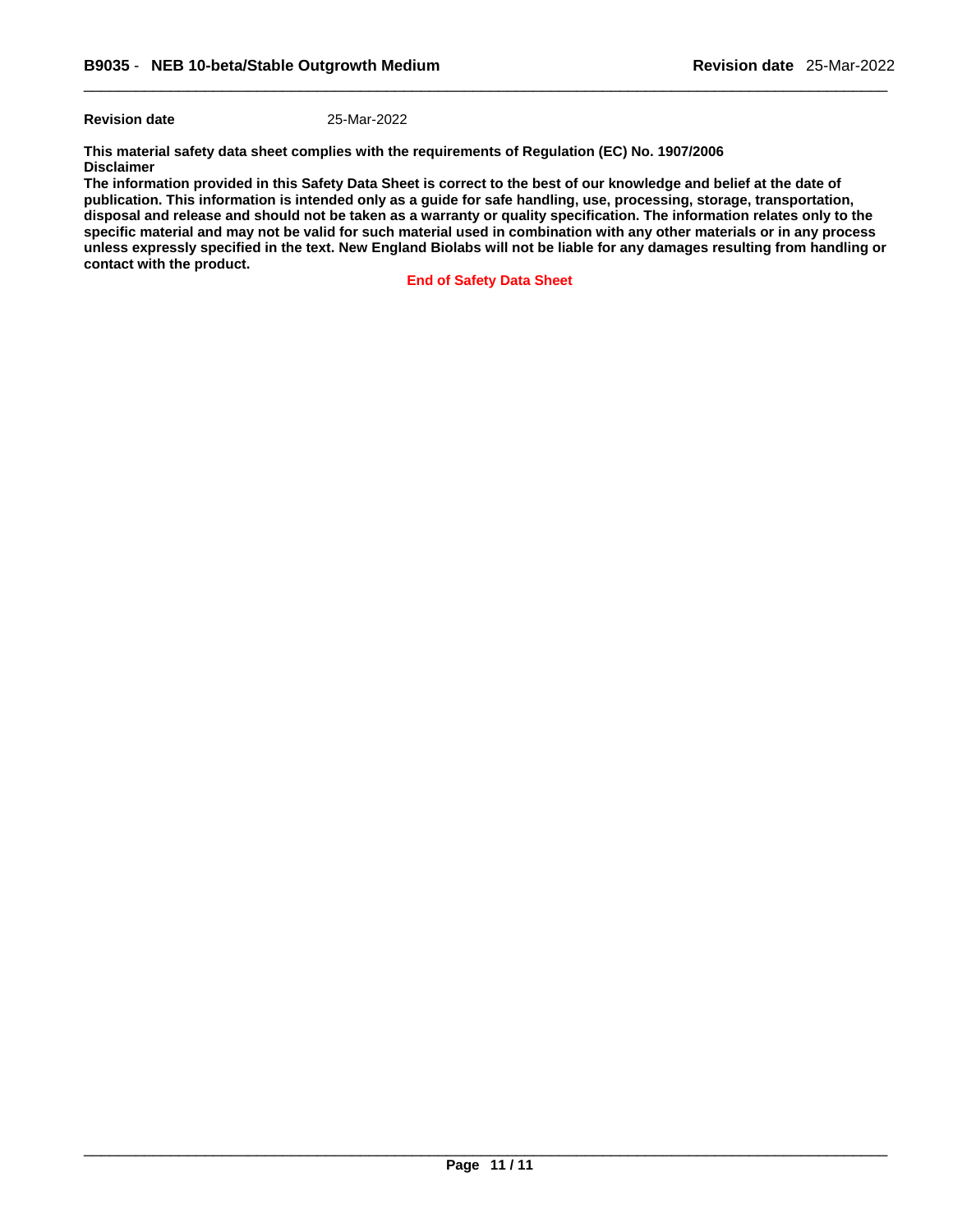**Revision date** 25-Mar-2022

**This material safety data sheet complies with the requirements of Regulation (EC) No. 1907/2006**
**Disclaimer**
**The information provided in this Safety Data Sheet is correct to the best of our knowledge and belief at the date of publication. This information is intended only as a guide for safe handling, use, processing, storage, transportation, disposal and release and should not be taken as a warranty or quality specification. The information relates only to the specific material and may not be valid for such material used in combination with any other materials or in any process unless expressly specified in the text. New England Biolabs will not be liable for any damages resulting from handling or contact with the product.**

**End of Safety Data Sheet**